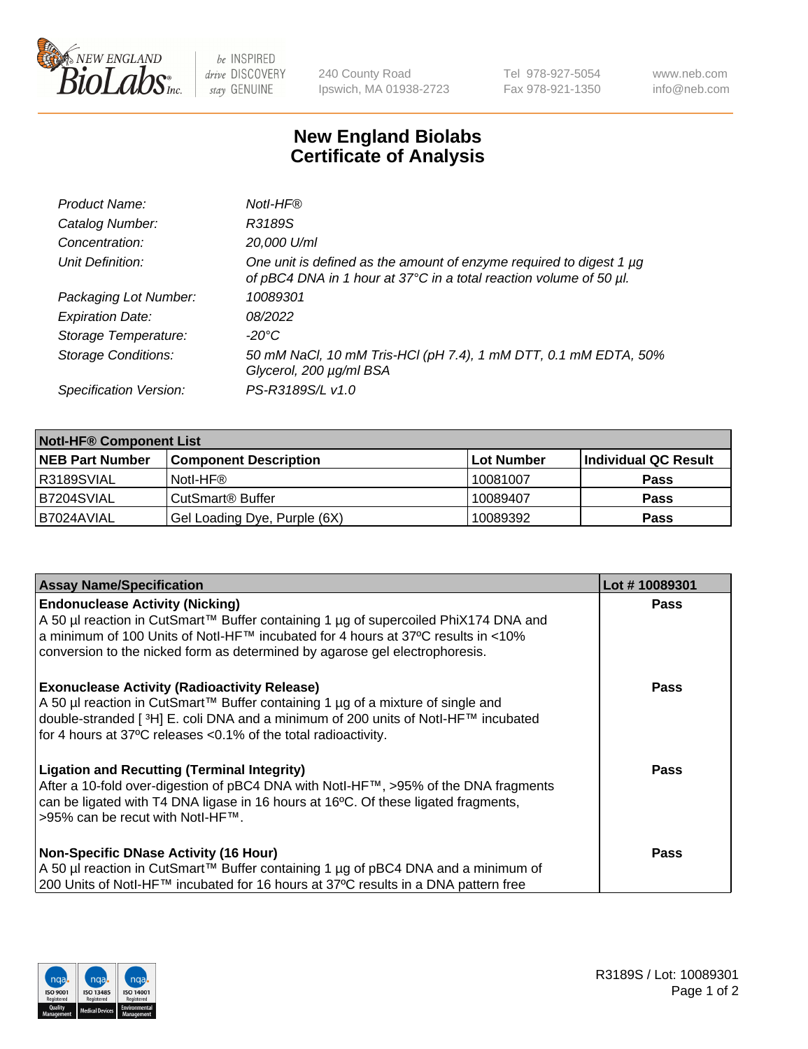New England BioLabs Inc. — be INSPIRED drive DISCOVERY stay GENUINE

240 County Road
Ipswich, MA 01938-2723

Tel 978-927-5054
Fax 978-921-1350

www.neb.com
info@neb.com

# New England Biolabs
# Certificate of Analysis

| | |
|---|---|
| *Product Name:* | *NotI-HF®* |
| *Catalog Number:* | *R3189S* |
| *Concentration:* | *20,000 U/ml* |
| *Unit Definition:* | *One unit is defined as the amount of enzyme required to digest 1 µg of pBC4 DNA in 1 hour at 37°C in a total reaction volume of 50 µl.* |
| *Packaging Lot Number:* | *10089301* |
| *Expiration Date:* | *08/2022* |
| *Storage Temperature:* | *-20°C* |
| *Storage Conditions:* | *50 mM NaCl, 10 mM Tris-HCl (pH 7.4), 1 mM DTT, 0.1 mM EDTA, 50% Glycerol, 200 µg/ml BSA* |
| *Specification Version:* | *PS-R3189S/L v1.0* |

| **NotI-HF® Component List** | | | |
|---|---|---|---|
| **NEB Part Number** | **Component Description** | **Lot Number** | **Individual QC Result** |
| R3189SVIAL | NotI-HF® | 10081007 | **Pass** |
| B7204SVIAL | CutSmart® Buffer | 10089407 | **Pass** |
| B7024AVIAL | Gel Loading Dye, Purple (6X) | 10089392 | **Pass** |

| **Assay Name/Specification** | **Lot # 10089301** |
|---|---|
| **Endonuclease Activity (Nicking)**<br>A 50 µl reaction in CutSmart™ Buffer containing 1 µg of supercoiled PhiX174 DNA and a minimum of 100 Units of NotI-HF™ incubated for 4 hours at 37ºC results in <10% conversion to the nicked form as determined by agarose gel electrophoresis. | **Pass** |
| **Exonuclease Activity (Radioactivity Release)**<br>A 50 µl reaction in CutSmart™ Buffer containing 1 µg of a mixture of single and double-stranded [ $^3$H] E. coli DNA and a minimum of 200 units of NotI-HF™ incubated for 4 hours at 37ºC releases <0.1% of the total radioactivity. | **Pass** |
| **Ligation and Recutting (Terminal Integrity)**<br>After a 10-fold over-digestion of pBC4 DNA with NotI-HF™, >95% of the DNA fragments can be ligated with T4 DNA ligase in 16 hours at 16ºC. Of these ligated fragments, >95% can be recut with NotI-HF™. | **Pass** |
| **Non-Specific DNase Activity (16 Hour)**<br>A 50 µl reaction in CutSmart™ Buffer containing 1 µg of pBC4 DNA and a minimum of 200 Units of NotI-HF™ incubated for 16 hours at 37ºC results in a DNA pattern free | **Pass** |

R3189S / Lot: 10089301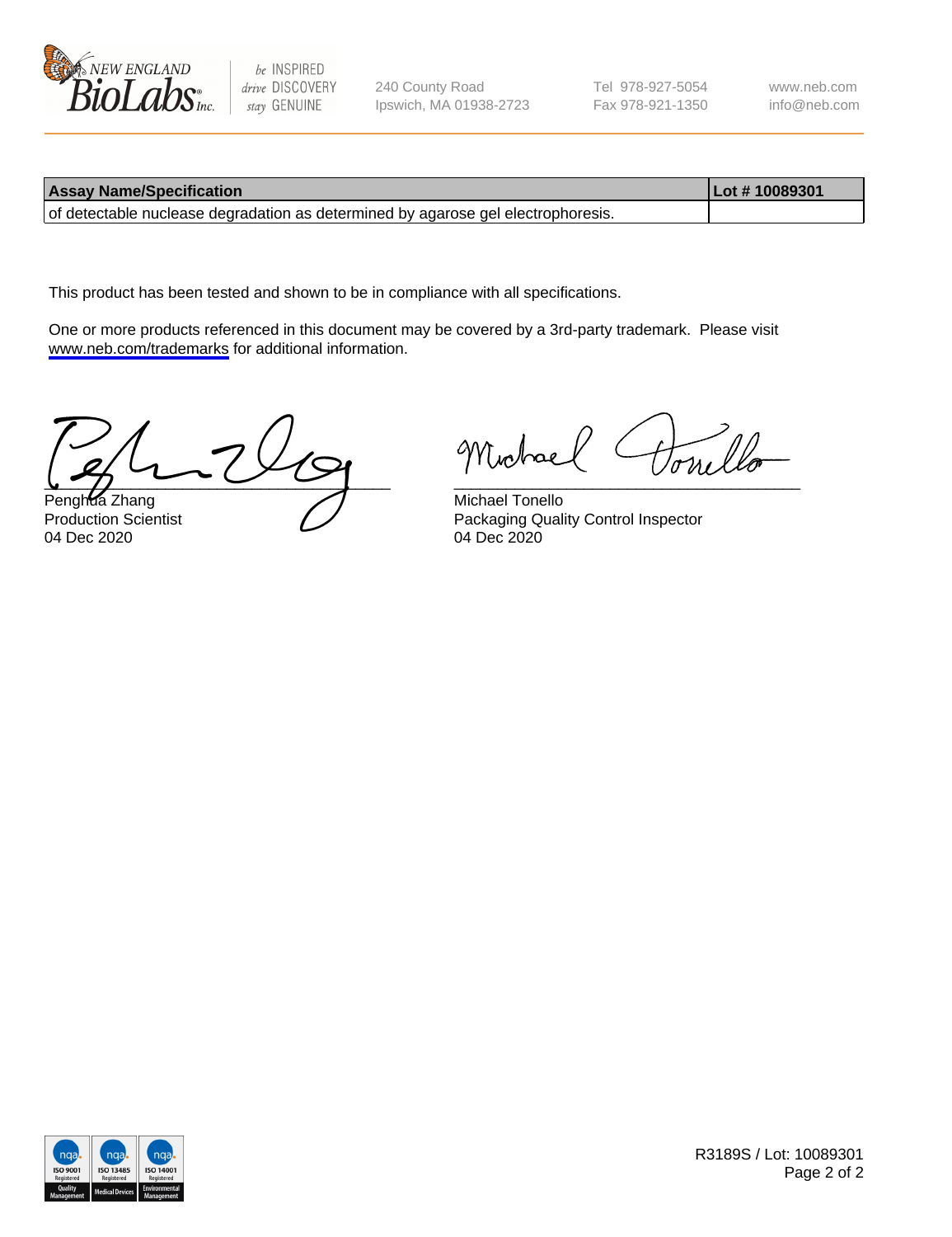| Assay Name/Specification | Lot # 10089301 |
| --- | --- |
| of detectable nuclease degradation as determined by agarose gel electrophoresis. | |

This product has been tested and shown to be in compliance with all specifications.

One or more products referenced in this document may be covered by a 3rd-party trademark. Please visit www.neb.com/trademarks for additional information.

Penghua Zhang
Production Scientist
04 Dec 2020

Michael Tonello
Packaging Quality Control Inspector
04 Dec 2020

R3189S / Lot: 10089301